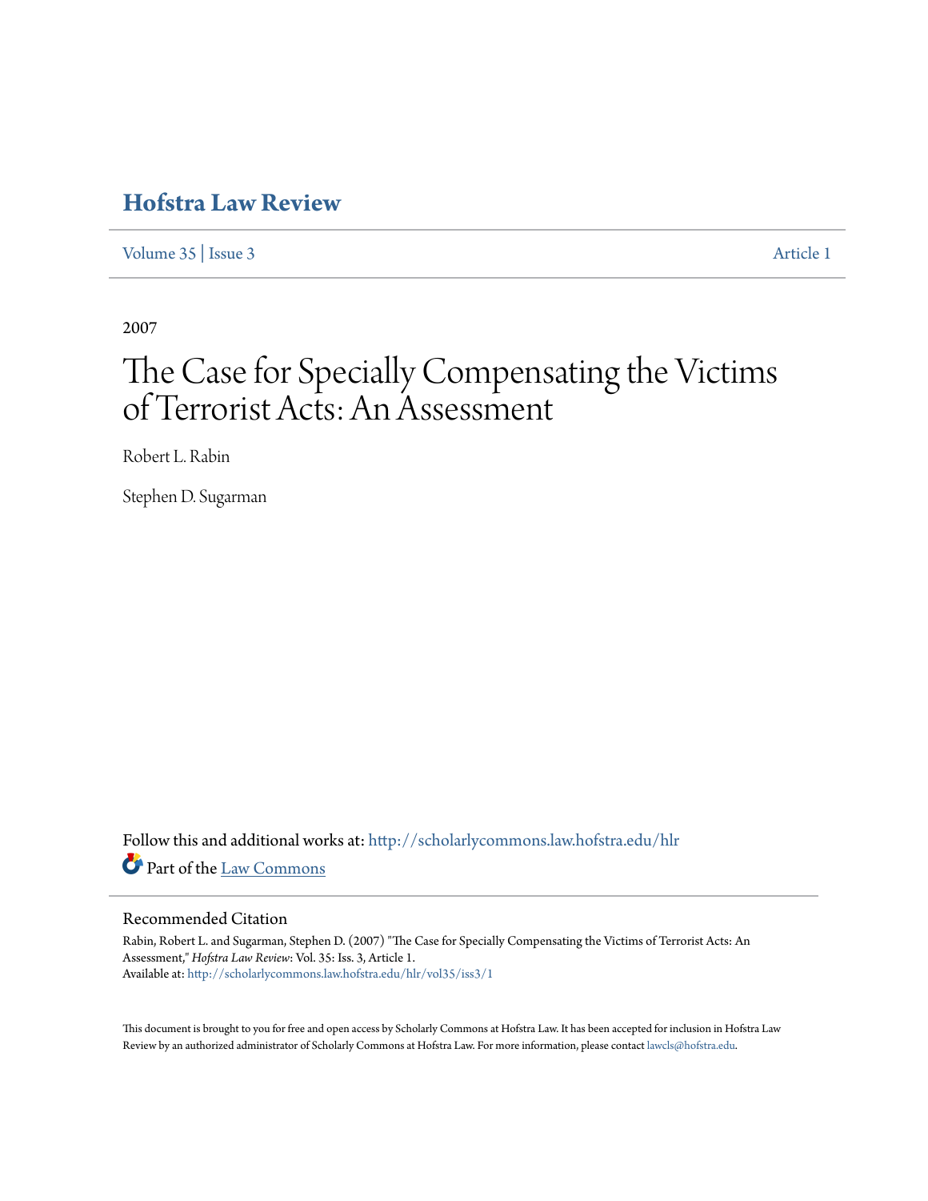# Hofstra Law Review

Volume 35 | Issue 3 Article 1

2007

# The Case for Specially Compensating the Victims of Terrorist Acts: An Assessment

Robert L. Rabin

Stephen D. Sugarman

Follow this and additional works at: http://scholarlycommons.law.hofstra.edu/hlr

Part of the Law Commons

## Recommended Citation

Rabin, Robert L. and Sugarman, Stephen D. (2007) "The Case for Specially Compensating the Victims of Terrorist Acts: An Assessment," *Hofstra Law Review*: Vol. 35: Iss. 3, Article 1.
Available at: http://scholarlycommons.law.hofstra.edu/hlr/vol35/iss3/1

This document is brought to you for free and open access by Scholarly Commons at Hofstra Law. It has been accepted for inclusion in Hofstra Law Review by an authorized administrator of Scholarly Commons at Hofstra Law. For more information, please contact lawcls@hofstra.edu.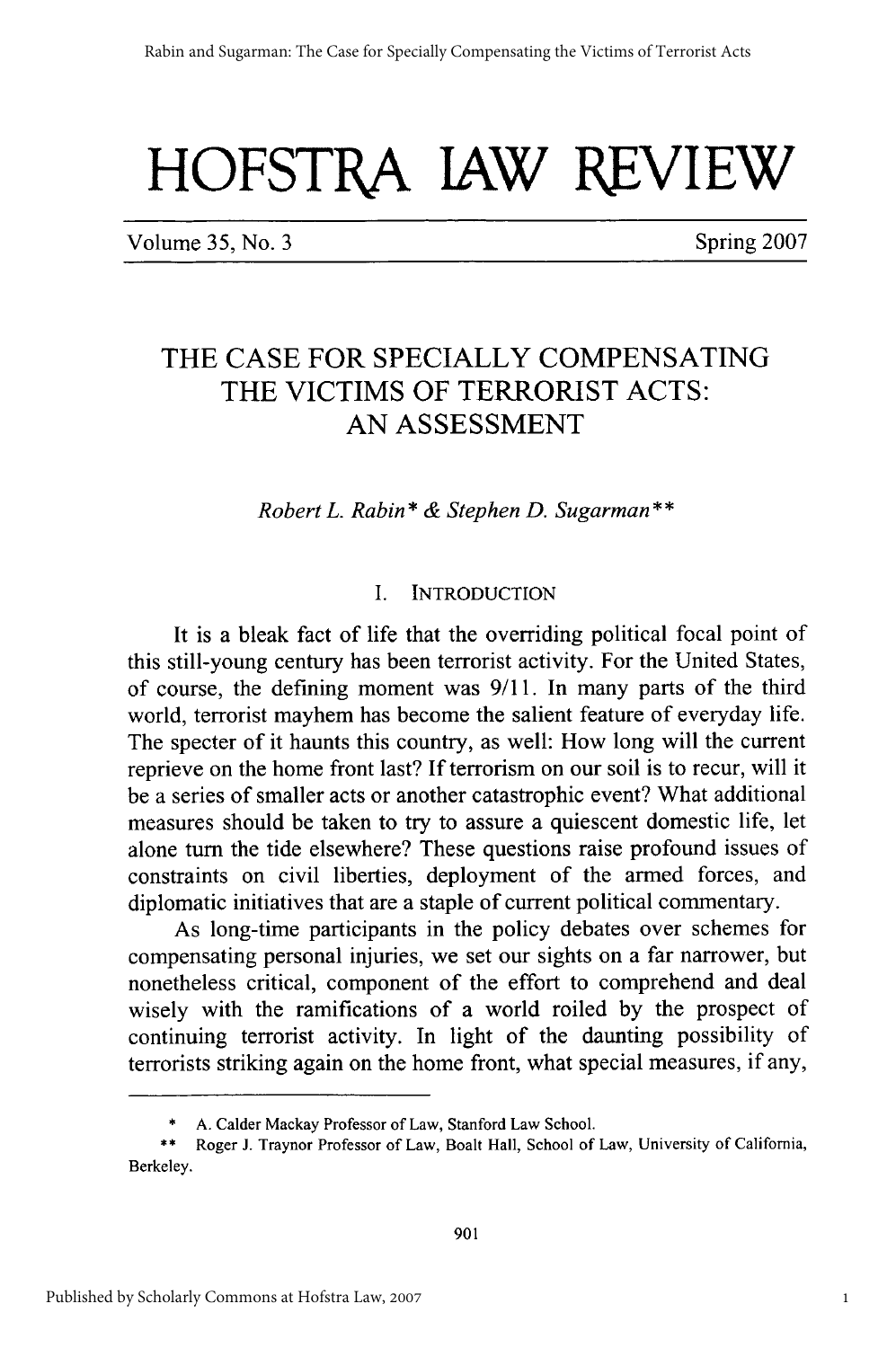# HOFSTRA LAW REVIEW

Volume 35, No. 3 Spring 2007

## THE CASE FOR SPECIALLY COMPENSATING THE VICTIMS OF TERRORIST ACTS: AN ASSESSMENT

*Robert L. Rabin\* & Stephen D. Sugarman\*\**

### I. INTRODUCTION

It is a bleak fact of life that the overriding political focal point of this still-young century has been terrorist activity. For the United States, of course, the defining moment was 9/11. In many parts of the third world, terrorist mayhem has become the salient feature of everyday life. The specter of it haunts this country, as well: How long will the current reprieve on the home front last? If terrorism on our soil is to recur, will it be a series of smaller acts or another catastrophic event? What additional measures should be taken to try to assure a quiescent domestic life, let alone turn the tide elsewhere? These questions raise profound issues of constraints on civil liberties, deployment of the armed forces, and diplomatic initiatives that are a staple of current political commentary.

As long-time participants in the policy debates over schemes for compensating personal injuries, we set our sights on a far narrower, but nonetheless critical, component of the effort to comprehend and deal wisely with the ramifications of a world roiled by the prospect of continuing terrorist activity. In light of the daunting possibility of terrorists striking again on the home front, what special measures, if any,

---

\* A. Calder Mackay Professor of Law, Stanford Law School.

\*\* Roger J. Traynor Professor of Law, Boalt Hall, School of Law, University of California, Berkeley.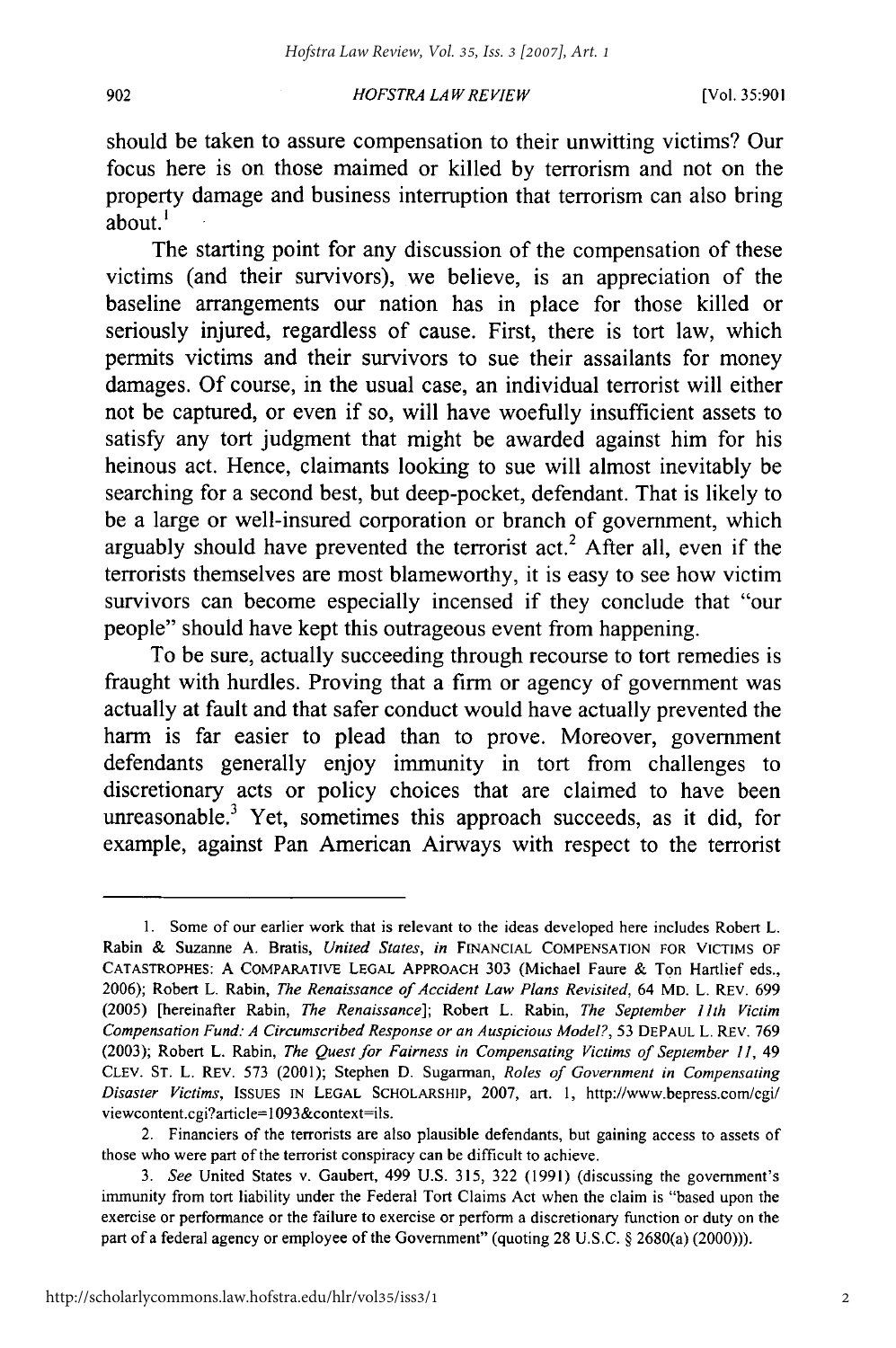should be taken to assure compensation to their unwitting victims? Our focus here is on those maimed or killed by terrorism and not on the property damage and business interruption that terrorism can also bring about.[1]

The starting point for any discussion of the compensation of these victims (and their survivors), we believe, is an appreciation of the baseline arrangements our nation has in place for those killed or seriously injured, regardless of cause. First, there is tort law, which permits victims and their survivors to sue their assailants for money damages. Of course, in the usual case, an individual terrorist will either not be captured, or even if so, will have woefully insufficient assets to satisfy any tort judgment that might be awarded against him for his heinous act. Hence, claimants looking to sue will almost inevitably be searching for a second best, but deep-pocket, defendant. That is likely to be a large or well-insured corporation or branch of government, which arguably should have prevented the terrorist act.[2] After all, even if the terrorists themselves are most blameworthy, it is easy to see how victim survivors can become especially incensed if they conclude that "our people" should have kept this outrageous event from happening.

To be sure, actually succeeding through recourse to tort remedies is fraught with hurdles. Proving that a firm or agency of government was actually at fault and that safer conduct would have actually prevented the harm is far easier to plead than to prove. Moreover, government defendants generally enjoy immunity in tort from challenges to discretionary acts or policy choices that are claimed to have been unreasonable.[3] Yet, sometimes this approach succeeds, as it did, for example, against Pan American Airways with respect to the terrorist

---

1. Some of our earlier work that is relevant to the ideas developed here includes Robert L. Rabin & Suzanne A. Bratis, *United States*, *in* FINANCIAL COMPENSATION FOR VICTIMS OF CATASTROPHES: A COMPARATIVE LEGAL APPROACH 303 (Michael Faure & Ton Hartlief eds., 2006); Robert L. Rabin, *The Renaissance of Accident Law Plans Revisited*, 64 MD. L. REV. 699 (2005) [hereinafter Rabin, *The Renaissance*]; Robert L. Rabin, *The September 11th Victim Compensation Fund: A Circumscribed Response or an Auspicious Model?*, 53 DEPAUL L. REV. 769 (2003); Robert L. Rabin, *The Quest for Fairness in Compensating Victims of September 11*, 49 CLEV. ST. L. REV. 573 (2001); Stephen D. Sugarman, *Roles of Government in Compensating Disaster Victims*, ISSUES IN LEGAL SCHOLARSHIP, 2007, art. 1, http://www.bepress.com/cgi/viewcontent.cgi?article=1093&context=ils.

2. Financiers of the terrorists are also plausible defendants, but gaining access to assets of those who were part of the terrorist conspiracy can be difficult to achieve.

3. *See* United States v. Gaubert, 499 U.S. 315, 322 (1991) (discussing the government's immunity from tort liability under the Federal Tort Claims Act when the claim is "based upon the exercise or performance or the failure to exercise or perform a discretionary function or duty on the part of a federal agency or employee of the Government" (quoting 28 U.S.C. § 2680(a) (2000))).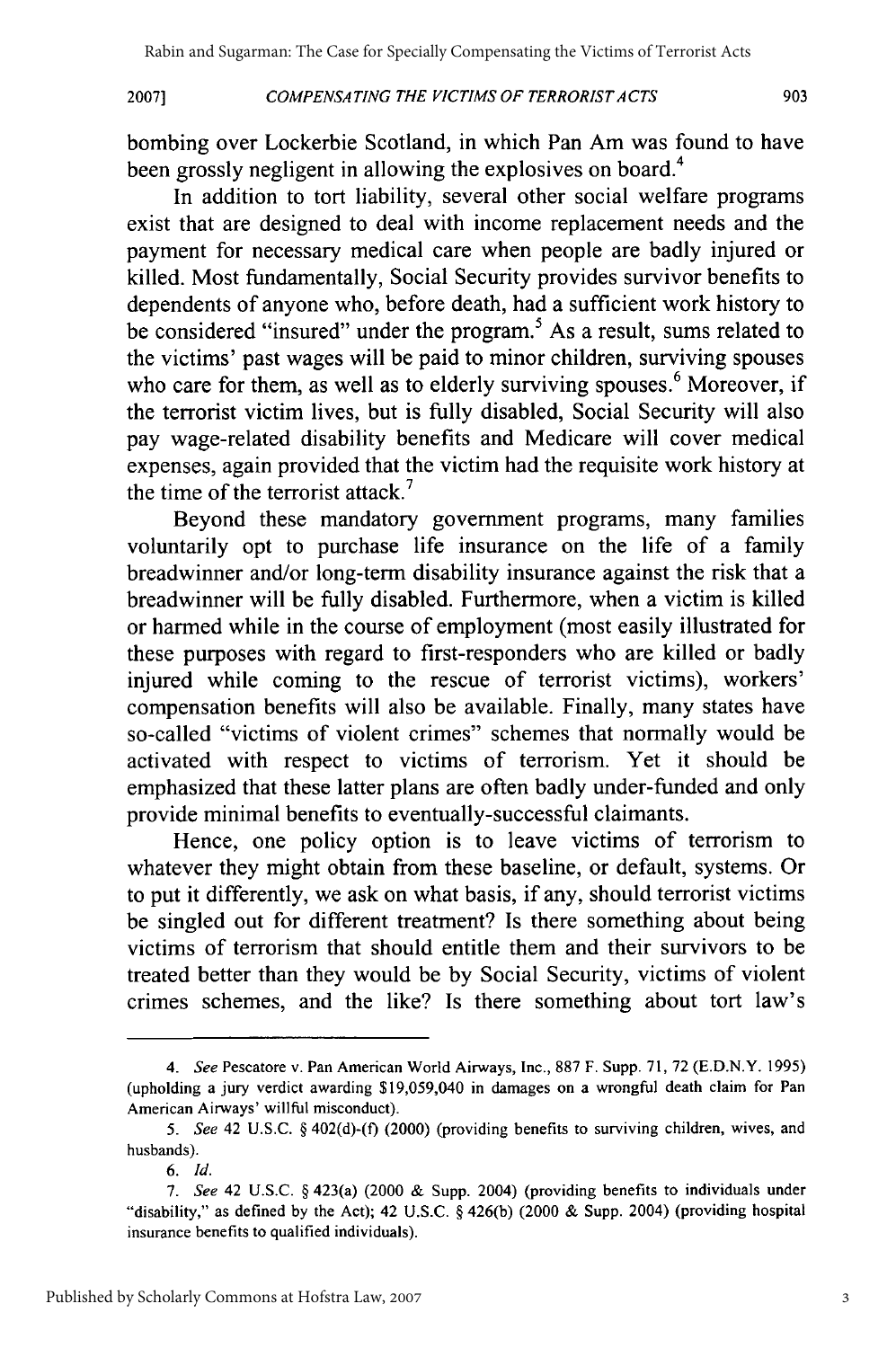bombing over Lockerbie Scotland, in which Pan Am was found to have been grossly negligent in allowing the explosives on board.[4]

In addition to tort liability, several other social welfare programs exist that are designed to deal with income replacement needs and the payment for necessary medical care when people are badly injured or killed. Most fundamentally, Social Security provides survivor benefits to dependents of anyone who, before death, had a sufficient work history to be considered "insured" under the program.[5] As a result, sums related to the victims' past wages will be paid to minor children, surviving spouses who care for them, as well as to elderly surviving spouses.[6] Moreover, if the terrorist victim lives, but is fully disabled, Social Security will also pay wage-related disability benefits and Medicare will cover medical expenses, again provided that the victim had the requisite work history at the time of the terrorist attack.[7]

Beyond these mandatory government programs, many families voluntarily opt to purchase life insurance on the life of a family breadwinner and/or long-term disability insurance against the risk that a breadwinner will be fully disabled. Furthermore, when a victim is killed or harmed while in the course of employment (most easily illustrated for these purposes with regard to first-responders who are killed or badly injured while coming to the rescue of terrorist victims), workers' compensation benefits will also be available. Finally, many states have so-called "victims of violent crimes" schemes that normally would be activated with respect to victims of terrorism. Yet it should be emphasized that these latter plans are often badly under-funded and only provide minimal benefits to eventually-successful claimants.

Hence, one policy option is to leave victims of terrorism to whatever they might obtain from these baseline, or default, systems. Or to put it differently, we ask on what basis, if any, should terrorist victims be singled out for different treatment? Is there something about being victims of terrorism that should entitle them and their survivors to be treated better than they would be by Social Security, victims of violent crimes schemes, and the like? Is there something about tort law's

---

4. *See* Pescatore v. Pan American World Airways, Inc., 887 F. Supp. 71, 72 (E.D.N.Y. 1995) (upholding a jury verdict awarding $19,059,040 in damages on a wrongful death claim for Pan American Airways' willful misconduct).

5. *See* 42 U.S.C. § 402(d)-(f) (2000) (providing benefits to surviving children, wives, and husbands).

6. *Id.*

7. *See* 42 U.S.C. § 423(a) (2000 & Supp. 2004) (providing benefits to individuals under "disability," as defined by the Act); 42 U.S.C. § 426(b) (2000 & Supp. 2004) (providing hospital insurance benefits to qualified individuals).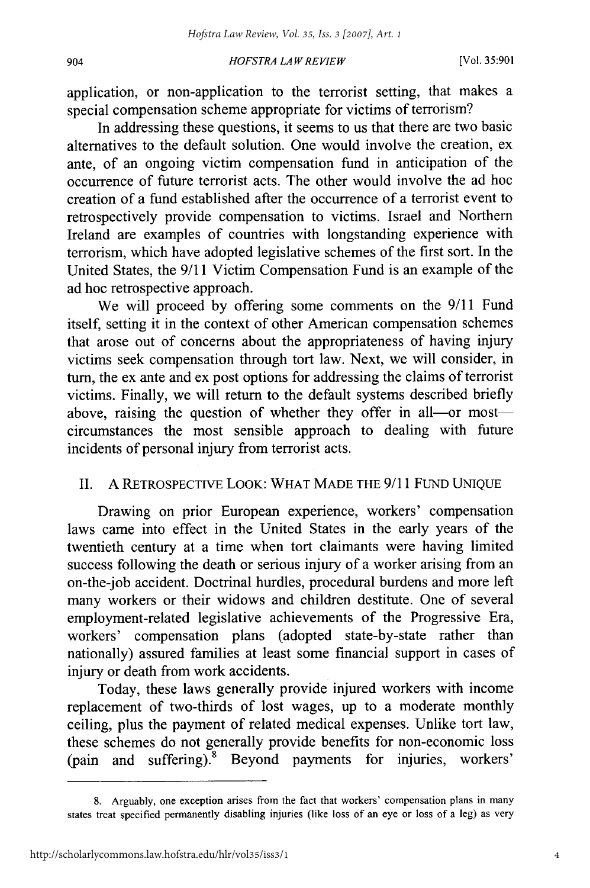application, or non-application to the terrorist setting, that makes a special compensation scheme appropriate for victims of terrorism?

In addressing these questions, it seems to us that there are two basic alternatives to the default solution. One would involve the creation, ex ante, of an ongoing victim compensation fund in anticipation of the occurrence of future terrorist acts. The other would involve the ad hoc creation of a fund established after the occurrence of a terrorist event to retrospectively provide compensation to victims. Israel and Northern Ireland are examples of countries with longstanding experience with terrorism, which have adopted legislative schemes of the first sort. In the United States, the 9/11 Victim Compensation Fund is an example of the ad hoc retrospective approach.

We will proceed by offering some comments on the 9/11 Fund itself, setting it in the context of other American compensation schemes that arose out of concerns about the appropriateness of having injury victims seek compensation through tort law. Next, we will consider, in turn, the ex ante and ex post options for addressing the claims of terrorist victims. Finally, we will return to the default systems described briefly above, raising the question of whether they offer in all—or most—circumstances the most sensible approach to dealing with future incidents of personal injury from terrorist acts.

## II. A RETROSPECTIVE LOOK: WHAT MADE THE 9/11 FUND UNIQUE

Drawing on prior European experience, workers' compensation laws came into effect in the United States in the early years of the twentieth century at a time when tort claimants were having limited success following the death or serious injury of a worker arising from an on-the-job accident. Doctrinal hurdles, procedural burdens and more left many workers or their widows and children destitute. One of several employment-related legislative achievements of the Progressive Era, workers' compensation plans (adopted state-by-state rather than nationally) assured families at least some financial support in cases of injury or death from work accidents.

Today, these laws generally provide injured workers with income replacement of two-thirds of lost wages, up to a moderate monthly ceiling, plus the payment of related medical expenses. Unlike tort law, these schemes do not generally provide benefits for non-economic loss (pain and suffering).[8] Beyond payments for injuries, workers'

---

8. Arguably, one exception arises from the fact that workers' compensation plans in many states treat specified permanently disabling injuries (like loss of an eye or loss of a leg) as very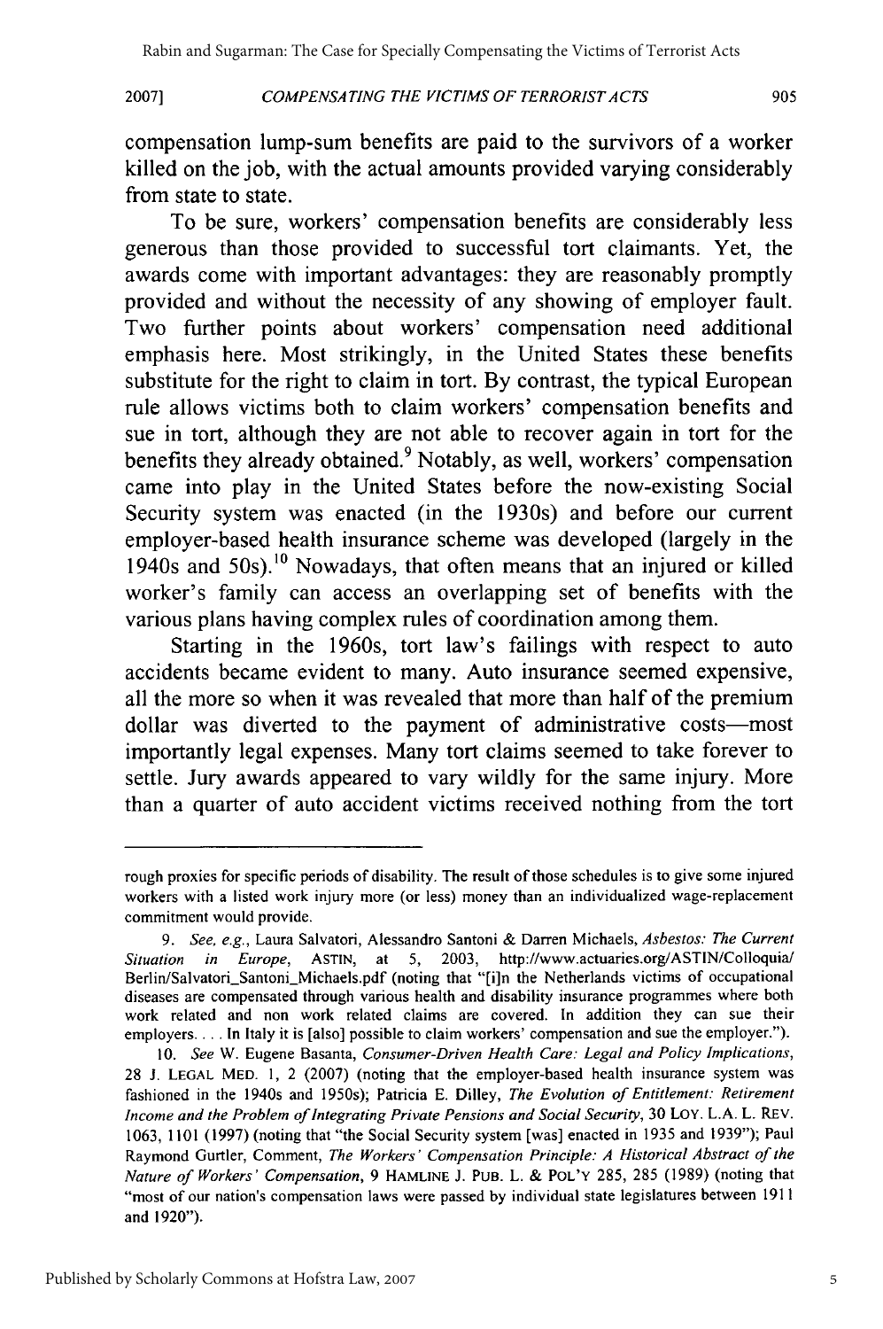compensation lump-sum benefits are paid to the survivors of a worker killed on the job, with the actual amounts provided varying considerably from state to state.

To be sure, workers' compensation benefits are considerably less generous than those provided to successful tort claimants. Yet, the awards come with important advantages: they are reasonably promptly provided and without the necessity of any showing of employer fault. Two further points about workers' compensation need additional emphasis here. Most strikingly, in the United States these benefits substitute for the right to claim in tort. By contrast, the typical European rule allows victims both to claim workers' compensation benefits and sue in tort, although they are not able to recover again in tort for the benefits they already obtained.[9] Notably, as well, workers' compensation came into play in the United States before the now-existing Social Security system was enacted (in the 1930s) and before our current employer-based health insurance scheme was developed (largely in the 1940s and 50s).[10] Nowadays, that often means that an injured or killed worker's family can access an overlapping set of benefits with the various plans having complex rules of coordination among them.

Starting in the 1960s, tort law's failings with respect to auto accidents became evident to many. Auto insurance seemed expensive, all the more so when it was revealed that more than half of the premium dollar was diverted to the payment of administrative costs—most importantly legal expenses. Many tort claims seemed to take forever to settle. Jury awards appeared to vary wildly for the same injury. More than a quarter of auto accident victims received nothing from the tort

---

rough proxies for specific periods of disability. The result of those schedules is to give some injured workers with a listed work injury more (or less) money than an individualized wage-replacement commitment would provide.

9. *See, e.g.*, Laura Salvatori, Alessandro Santoni & Darren Michaels, *Asbestos: The Current Situation in Europe*, ASTIN, at 5, 2003, http://www.actuaries.org/ASTIN/Colloquia/Berlin/Salvatori_Santoni_Michaels.pdf (noting that "[i]n the Netherlands victims of occupational diseases are compensated through various health and disability insurance programmes where both work related and non work related claims are covered. In addition they can sue their employers.... In Italy it is [also] possible to claim workers' compensation and sue the employer.").

10. *See* W. Eugene Basanta, *Consumer-Driven Health Care: Legal and Policy Implications*, 28 J. LEGAL MED. 1, 2 (2007) (noting that the employer-based health insurance system was fashioned in the 1940s and 1950s); Patricia E. Dilley, *The Evolution of Entitlement: Retirement Income and the Problem of Integrating Private Pensions and Social Security*, 30 LOY. L.A. L. REV. 1063, 1101 (1997) (noting that "the Social Security system [was] enacted in 1935 and 1939"); Paul Raymond Gurtler, Comment, *The Workers' Compensation Principle: A Historical Abstract of the Nature of Workers' Compensation*, 9 HAMLINE J. PUB. L. & POL'Y 285, 285 (1989) (noting that "most of our nation's compensation laws were passed by individual state legislatures between 1911 and 1920").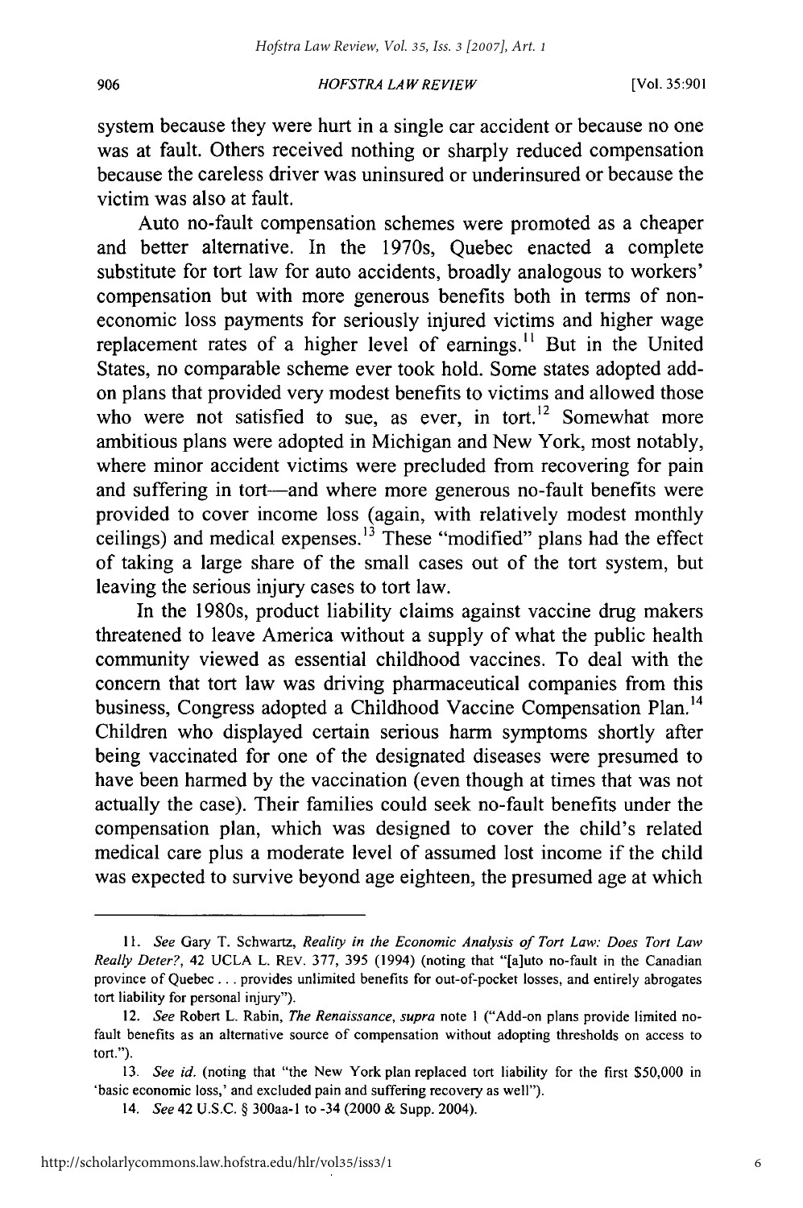system because they were hurt in a single car accident or because no one was at fault. Others received nothing or sharply reduced compensation because the careless driver was uninsured or underinsured or because the victim was also at fault.

Auto no-fault compensation schemes were promoted as a cheaper and better alternative. In the 1970s, Quebec enacted a complete substitute for tort law for auto accidents, broadly analogous to workers' compensation but with more generous benefits both in terms of non-economic loss payments for seriously injured victims and higher wage replacement rates of a higher level of earnings.[11] But in the United States, no comparable scheme ever took hold. Some states adopted add-on plans that provided very modest benefits to victims and allowed those who were not satisfied to sue, as ever, in tort.[12] Somewhat more ambitious plans were adopted in Michigan and New York, most notably, where minor accident victims were precluded from recovering for pain and suffering in tort—and where more generous no-fault benefits were provided to cover income loss (again, with relatively modest monthly ceilings) and medical expenses.[13] These "modified" plans had the effect of taking a large share of the small cases out of the tort system, but leaving the serious injury cases to tort law.

In the 1980s, product liability claims against vaccine drug makers threatened to leave America without a supply of what the public health community viewed as essential childhood vaccines. To deal with the concern that tort law was driving pharmaceutical companies from this business, Congress adopted a Childhood Vaccine Compensation Plan.[14] Children who displayed certain serious harm symptoms shortly after being vaccinated for one of the designated diseases were presumed to have been harmed by the vaccination (even though at times that was not actually the case). Their families could seek no-fault benefits under the compensation plan, which was designed to cover the child's related medical care plus a moderate level of assumed lost income if the child was expected to survive beyond age eighteen, the presumed age at which

---

11. *See* Gary T. Schwartz, *Reality in the Economic Analysis of Tort Law: Does Tort Law Really Deter?*, 42 UCLA L. REV. 377, 395 (1994) (noting that "[a]uto no-fault in the Canadian province of Quebec . . . provides unlimited benefits for out-of-pocket losses, and entirely abrogates tort liability for personal injury").

12. *See* Robert L. Rabin, *The Renaissance*, *supra* note 1 ("Add-on plans provide limited no-fault benefits as an alternative source of compensation without adopting thresholds on access to tort.").

13. *See id.* (noting that "the New York plan replaced tort liability for the first $50,000 in 'basic economic loss,' and excluded pain and suffering recovery as well").

14. *See* 42 U.S.C. § 300aa-1 to -34 (2000 & Supp. 2004).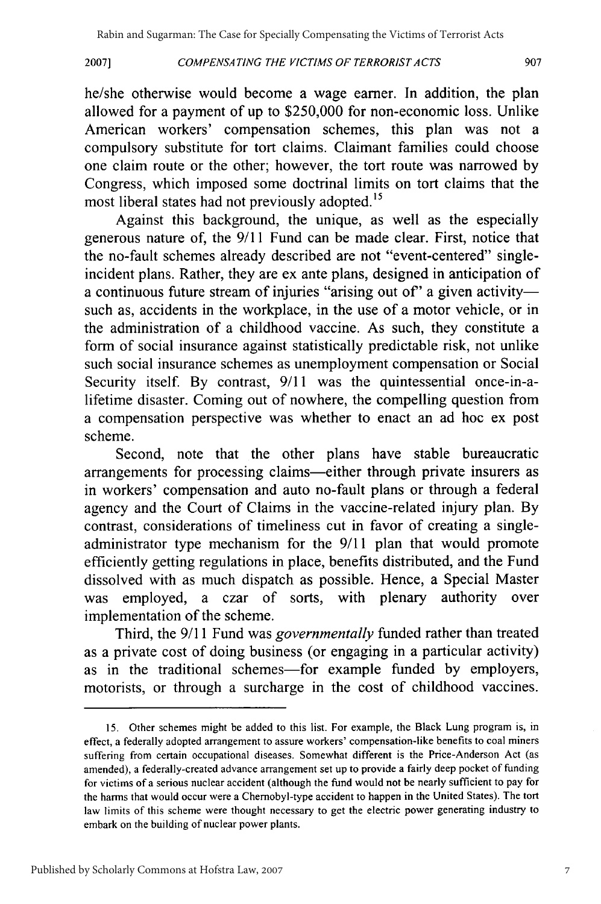he/she otherwise would become a wage earner. In addition, the plan allowed for a payment of up to $250,000 for non-economic loss. Unlike American workers' compensation schemes, this plan was not a compulsory substitute for tort claims. Claimant families could choose one claim route or the other; however, the tort route was narrowed by Congress, which imposed some doctrinal limits on tort claims that the most liberal states had not previously adopted.[15]

Against this background, the unique, as well as the especially generous nature of, the 9/11 Fund can be made clear. First, notice that the no-fault schemes already described are not "event-centered" single-incident plans. Rather, they are ex ante plans, designed in anticipation of a continuous future stream of injuries "arising out of" a given activity—such as, accidents in the workplace, in the use of a motor vehicle, or in the administration of a childhood vaccine. As such, they constitute a form of social insurance against statistically predictable risk, not unlike such social insurance schemes as unemployment compensation or Social Security itself. By contrast, 9/11 was the quintessential once-in-a-lifetime disaster. Coming out of nowhere, the compelling question from a compensation perspective was whether to enact an ad hoc ex post scheme.

Second, note that the other plans have stable bureaucratic arrangements for processing claims—either through private insurers as in workers' compensation and auto no-fault plans or through a federal agency and the Court of Claims in the vaccine-related injury plan. By contrast, considerations of timeliness cut in favor of creating a single-administrator type mechanism for the 9/11 plan that would promote efficiently getting regulations in place, benefits distributed, and the Fund dissolved with as much dispatch as possible. Hence, a Special Master was employed, a czar of sorts, with plenary authority over implementation of the scheme.

Third, the 9/11 Fund was *governmentally* funded rather than treated as a private cost of doing business (or engaging in a particular activity) as in the traditional schemes—for example funded by employers, motorists, or through a surcharge in the cost of childhood vaccines.

---

15. Other schemes might be added to this list. For example, the Black Lung program is, in effect, a federally adopted arrangement to assure workers' compensation-like benefits to coal miners suffering from certain occupational diseases. Somewhat different is the Price-Anderson Act (as amended), a federally-created advance arrangement set up to provide a fairly deep pocket of funding for victims of a serious nuclear accident (although the fund would not be nearly sufficient to pay for the harms that would occur were a Chernobyl-type accident to happen in the United States). The tort law limits of this scheme were thought necessary to get the electric power generating industry to embark on the building of nuclear power plants.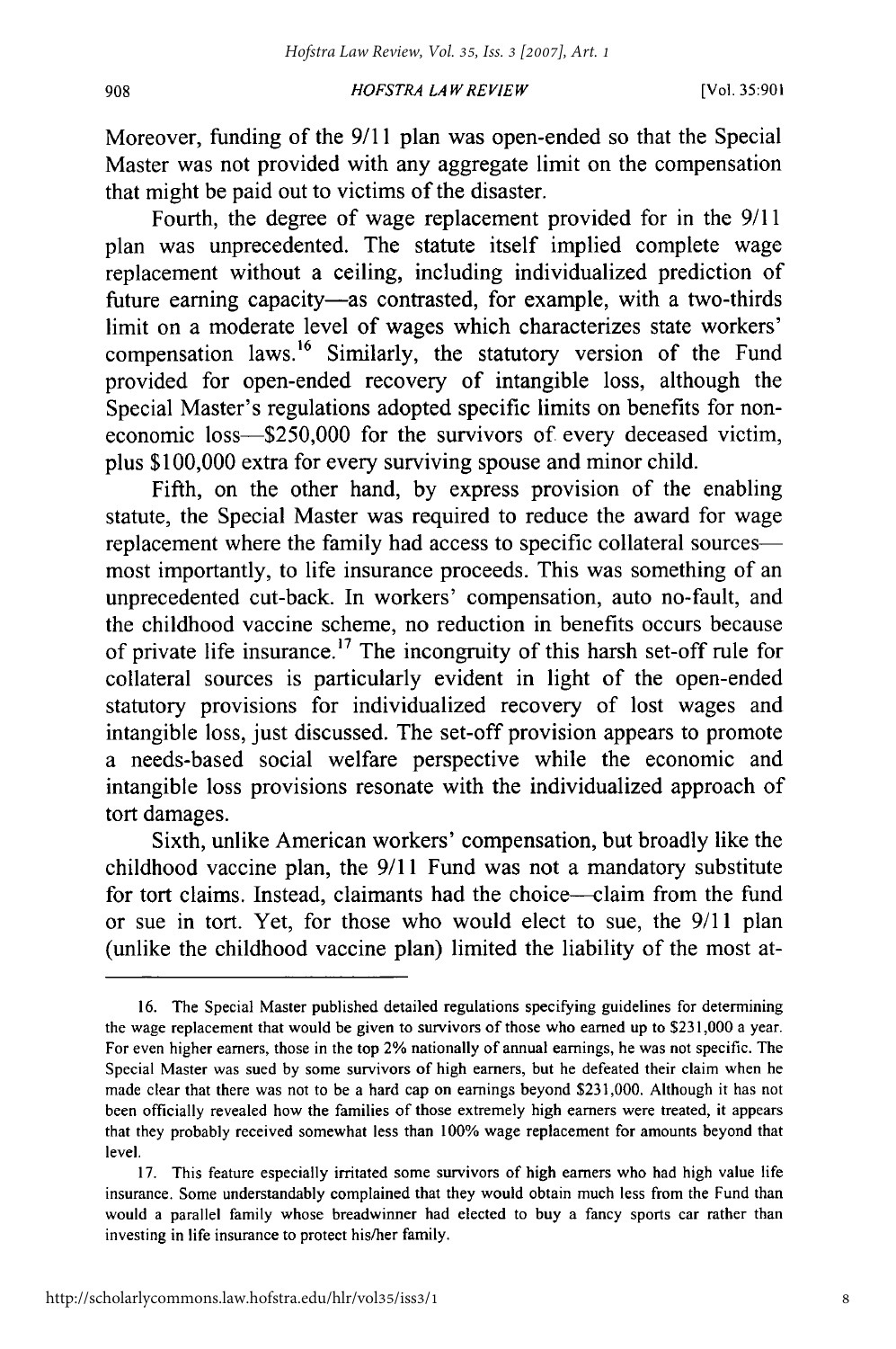Moreover, funding of the 9/11 plan was open-ended so that the Special Master was not provided with any aggregate limit on the compensation that might be paid out to victims of the disaster.

Fourth, the degree of wage replacement provided for in the 9/11 plan was unprecedented. The statute itself implied complete wage replacement without a ceiling, including individualized prediction of future earning capacity—as contrasted, for example, with a two-thirds limit on a moderate level of wages which characterizes state workers' compensation laws.[16] Similarly, the statutory version of the Fund provided for open-ended recovery of intangible loss, although the Special Master's regulations adopted specific limits on benefits for non-economic loss—$250,000 for the survivors of every deceased victim, plus $100,000 extra for every surviving spouse and minor child.

Fifth, on the other hand, by express provision of the enabling statute, the Special Master was required to reduce the award for wage replacement where the family had access to specific collateral sources—most importantly, to life insurance proceeds. This was something of an unprecedented cut-back. In workers' compensation, auto no-fault, and the childhood vaccine scheme, no reduction in benefits occurs because of private life insurance.[17] The incongruity of this harsh set-off rule for collateral sources is particularly evident in light of the open-ended statutory provisions for individualized recovery of lost wages and intangible loss, just discussed. The set-off provision appears to promote a needs-based social welfare perspective while the economic and intangible loss provisions resonate with the individualized approach of tort damages.

Sixth, unlike American workers' compensation, but broadly like the childhood vaccine plan, the 9/11 Fund was not a mandatory substitute for tort claims. Instead, claimants had the choice—claim from the fund or sue in tort. Yet, for those who would elect to sue, the 9/11 plan (unlike the childhood vaccine plan) limited the liability of the most at-

---

16. The Special Master published detailed regulations specifying guidelines for determining the wage replacement that would be given to survivors of those who earned up to $231,000 a year. For even higher earners, those in the top 2% nationally of annual earnings, he was not specific. The Special Master was sued by some survivors of high earners, but he defeated their claim when he made clear that there was not to be a hard cap on earnings beyond $231,000. Although it has not been officially revealed how the families of those extremely high earners were treated, it appears that they probably received somewhat less than 100% wage replacement for amounts beyond that level.

17. This feature especially irritated some survivors of high earners who had high value life insurance. Some understandably complained that they would obtain much less from the Fund than would a parallel family whose breadwinner had elected to buy a fancy sports car rather than investing in life insurance to protect his/her family.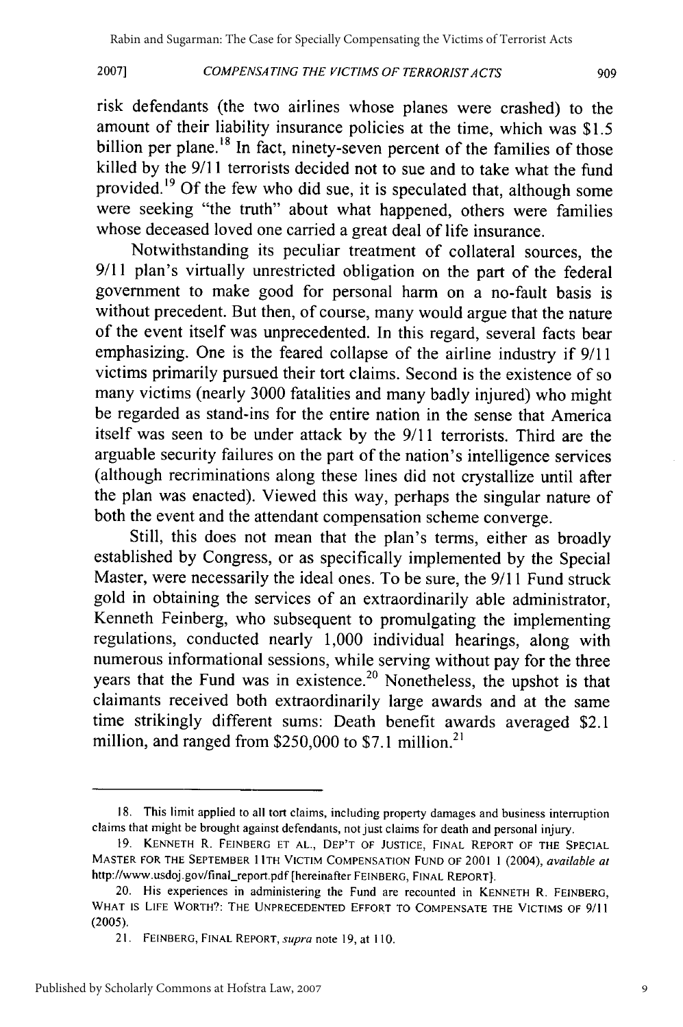risk defendants (the two airlines whose planes were crashed) to the amount of their liability insurance policies at the time, which was $1.5 billion per plane.[18] In fact, ninety-seven percent of the families of those killed by the 9/11 terrorists decided not to sue and to take what the fund provided.[19] Of the few who did sue, it is speculated that, although some were seeking "the truth" about what happened, others were families whose deceased loved one carried a great deal of life insurance.

Notwithstanding its peculiar treatment of collateral sources, the 9/11 plan's virtually unrestricted obligation on the part of the federal government to make good for personal harm on a no-fault basis is without precedent. But then, of course, many would argue that the nature of the event itself was unprecedented. In this regard, several facts bear emphasizing. One is the feared collapse of the airline industry if 9/11 victims primarily pursued their tort claims. Second is the existence of so many victims (nearly 3000 fatalities and many badly injured) who might be regarded as stand-ins for the entire nation in the sense that America itself was seen to be under attack by the 9/11 terrorists. Third are the arguable security failures on the part of the nation's intelligence services (although recriminations along these lines did not crystallize until after the plan was enacted). Viewed this way, perhaps the singular nature of both the event and the attendant compensation scheme converge.

Still, this does not mean that the plan's terms, either as broadly established by Congress, or as specifically implemented by the Special Master, were necessarily the ideal ones. To be sure, the 9/11 Fund struck gold in obtaining the services of an extraordinarily able administrator, Kenneth Feinberg, who subsequent to promulgating the implementing regulations, conducted nearly 1,000 individual hearings, along with numerous informational sessions, while serving without pay for the three years that the Fund was in existence.[20] Nonetheless, the upshot is that claimants received both extraordinarily large awards and at the same time strikingly different sums: Death benefit awards averaged $2.1 million, and ranged from $250,000 to $7.1 million.[21]

---

18. This limit applied to all tort claims, including property damages and business interruption claims that might be brought against defendants, not just claims for death and personal injury.

19. KENNETH R. FEINBERG ET AL., DEP'T OF JUSTICE, FINAL REPORT OF THE SPECIAL MASTER FOR THE SEPTEMBER 11TH VICTIM COMPENSATION FUND OF 2001 1 (2004), *available at* http://www.usdoj.gov/final_report.pdf [hereinafter FEINBERG, FINAL REPORT].

20. His experiences in administering the Fund are recounted in KENNETH R. FEINBERG, WHAT IS LIFE WORTH?: THE UNPRECEDENTED EFFORT TO COMPENSATE THE VICTIMS OF 9/11 (2005).

21. FEINBERG, FINAL REPORT, *supra* note 19, at 110.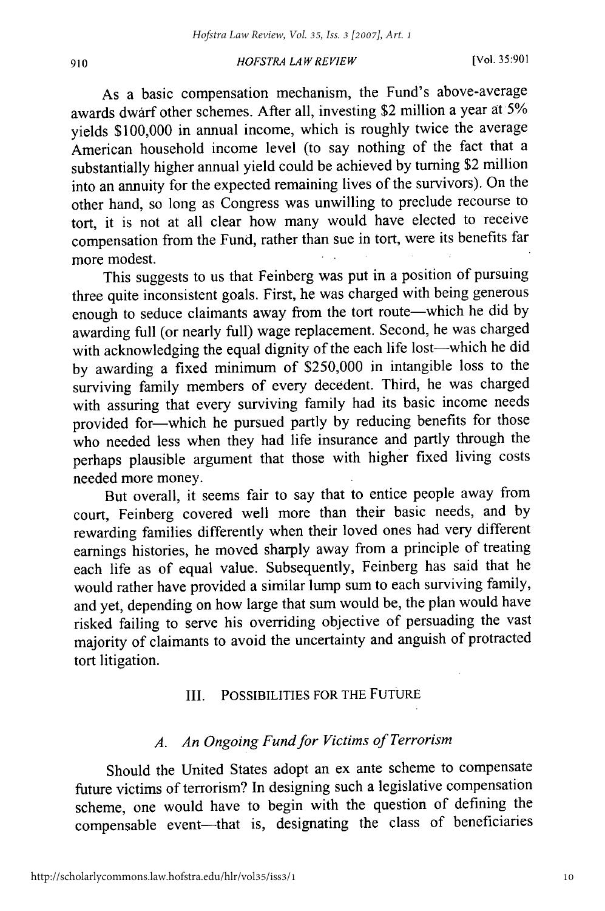As a basic compensation mechanism, the Fund's above-average awards dwarf other schemes. After all, investing $2 million a year at 5% yields $100,000 in annual income, which is roughly twice the average American household income level (to say nothing of the fact that a substantially higher annual yield could be achieved by turning $2 million into an annuity for the expected remaining lives of the survivors). On the other hand, so long as Congress was unwilling to preclude recourse to tort, it is not at all clear how many would have elected to receive compensation from the Fund, rather than sue in tort, were its benefits far more modest.

This suggests to us that Feinberg was put in a position of pursuing three quite inconsistent goals. First, he was charged with being generous enough to seduce claimants away from the tort route—which he did by awarding full (or nearly full) wage replacement. Second, he was charged with acknowledging the equal dignity of the each life lost—which he did by awarding a fixed minimum of $250,000 in intangible loss to the surviving family members of every decedent. Third, he was charged with assuring that every surviving family had its basic income needs provided for—which he pursued partly by reducing benefits for those who needed less when they had life insurance and partly through the perhaps plausible argument that those with higher fixed living costs needed more money.

But overall, it seems fair to say that to entice people away from court, Feinberg covered well more than their basic needs, and by rewarding families differently when their loved ones had very different earnings histories, he moved sharply away from a principle of treating each life as of equal value. Subsequently, Feinberg has said that he would rather have provided a similar lump sum to each surviving family, and yet, depending on how large that sum would be, the plan would have risked failing to serve his overriding objective of persuading the vast majority of claimants to avoid the uncertainty and anguish of protracted tort litigation.

## III. POSSIBILITIES FOR THE FUTURE

### A. *An Ongoing Fund for Victims of Terrorism*

Should the United States adopt an ex ante scheme to compensate future victims of terrorism? In designing such a legislative compensation scheme, one would have to begin with the question of defining the compensable event—that is, designating the class of beneficiaries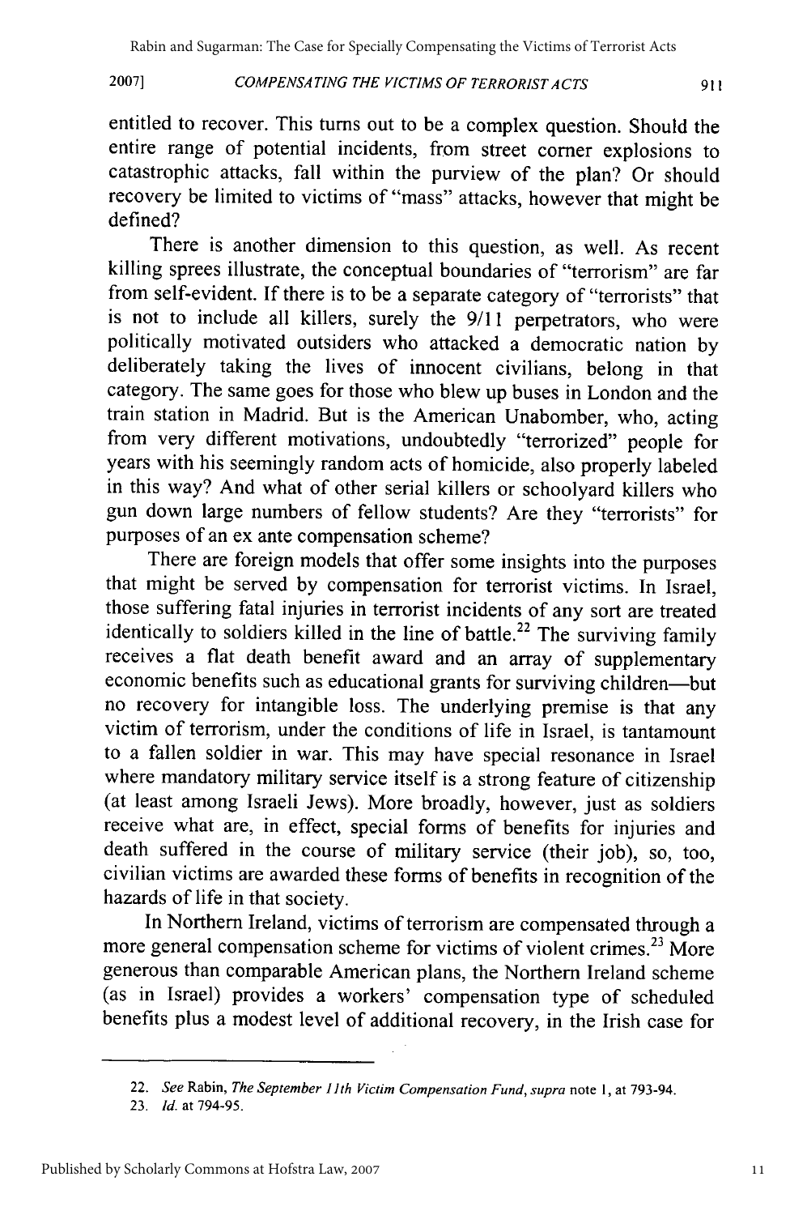entitled to recover. This turns out to be a complex question. Should the entire range of potential incidents, from street corner explosions to catastrophic attacks, fall within the purview of the plan? Or should recovery be limited to victims of "mass" attacks, however that might be defined?

There is another dimension to this question, as well. As recent killing sprees illustrate, the conceptual boundaries of "terrorism" are far from self-evident. If there is to be a separate category of "terrorists" that is not to include all killers, surely the 9/11 perpetrators, who were politically motivated outsiders who attacked a democratic nation by deliberately taking the lives of innocent civilians, belong in that category. The same goes for those who blew up buses in London and the train station in Madrid. But is the American Unabomber, who, acting from very different motivations, undoubtedly "terrorized" people for years with his seemingly random acts of homicide, also properly labeled in this way? And what of other serial killers or schoolyard killers who gun down large numbers of fellow students? Are they "terrorists" for purposes of an ex ante compensation scheme?

There are foreign models that offer some insights into the purposes that might be served by compensation for terrorist victims. In Israel, those suffering fatal injuries in terrorist incidents of any sort are treated identically to soldiers killed in the line of battle.[22] The surviving family receives a flat death benefit award and an array of supplementary economic benefits such as educational grants for surviving children—but no recovery for intangible loss. The underlying premise is that any victim of terrorism, under the conditions of life in Israel, is tantamount to a fallen soldier in war. This may have special resonance in Israel where mandatory military service itself is a strong feature of citizenship (at least among Israeli Jews). More broadly, however, just as soldiers receive what are, in effect, special forms of benefits for injuries and death suffered in the course of military service (their job), so, too, civilian victims are awarded these forms of benefits in recognition of the hazards of life in that society.

In Northern Ireland, victims of terrorism are compensated through a more general compensation scheme for victims of violent crimes.[23] More generous than comparable American plans, the Northern Ireland scheme (as in Israel) provides a workers' compensation type of scheduled benefits plus a modest level of additional recovery, in the Irish case for

---

22. *See* Rabin, *The September 11th Victim Compensation Fund*, *supra* note 1, at 793-94.

23. *Id.* at 794-95.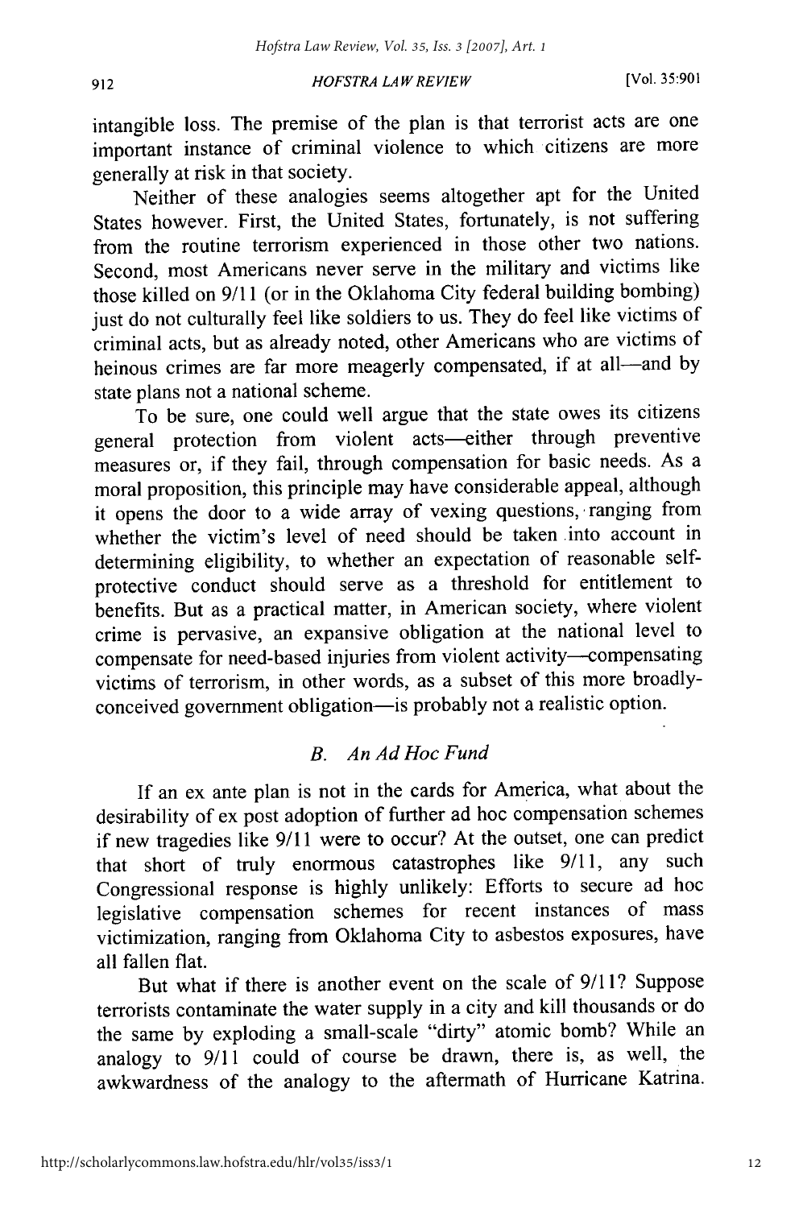intangible loss. The premise of the plan is that terrorist acts are one important instance of criminal violence to which citizens are more generally at risk in that society.

Neither of these analogies seems altogether apt for the United States however. First, the United States, fortunately, is not suffering from the routine terrorism experienced in those other two nations. Second, most Americans never serve in the military and victims like those killed on 9/11 (or in the Oklahoma City federal building bombing) just do not culturally feel like soldiers to us. They do feel like victims of criminal acts, but as already noted, other Americans who are victims of heinous crimes are far more meagerly compensated, if at all—and by state plans not a national scheme.

To be sure, one could well argue that the state owes its citizens general protection from violent acts—either through preventive measures or, if they fail, through compensation for basic needs. As a moral proposition, this principle may have considerable appeal, although it opens the door to a wide array of vexing questions, ranging from whether the victim's level of need should be taken into account in determining eligibility, to whether an expectation of reasonable self-protective conduct should serve as a threshold for entitlement to benefits. But as a practical matter, in American society, where violent crime is pervasive, an expansive obligation at the national level to compensate for need-based injuries from violent activity—compensating victims of terrorism, in other words, as a subset of this more broadly-conceived government obligation—is probably not a realistic option.

### *B. An Ad Hoc Fund*

If an ex ante plan is not in the cards for America, what about the desirability of ex post adoption of further ad hoc compensation schemes if new tragedies like 9/11 were to occur? At the outset, one can predict that short of truly enormous catastrophes like 9/11, any such Congressional response is highly unlikely: Efforts to secure ad hoc legislative compensation schemes for recent instances of mass victimization, ranging from Oklahoma City to asbestos exposures, have all fallen flat.

But what if there is another event on the scale of 9/11? Suppose terrorists contaminate the water supply in a city and kill thousands or do the same by exploding a small-scale "dirty" atomic bomb? While an analogy to 9/11 could of course be drawn, there is, as well, the awkwardness of the analogy to the aftermath of Hurricane Katrina.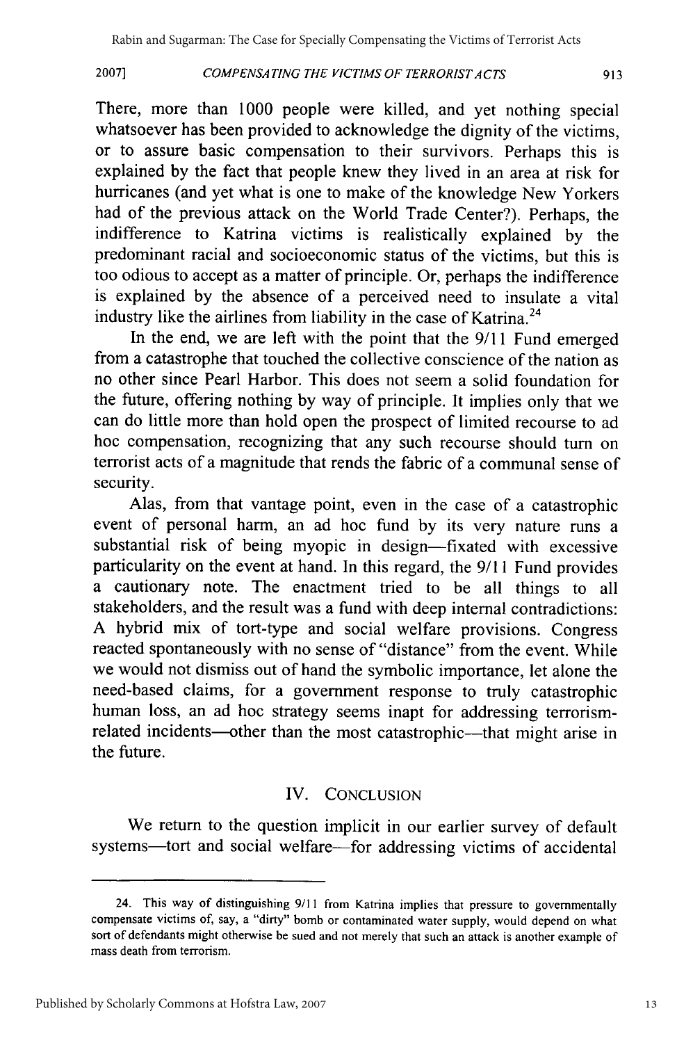There, more than 1000 people were killed, and yet nothing special whatsoever has been provided to acknowledge the dignity of the victims, or to assure basic compensation to their survivors. Perhaps this is explained by the fact that people knew they lived in an area at risk for hurricanes (and yet what is one to make of the knowledge New Yorkers had of the previous attack on the World Trade Center?). Perhaps, the indifference to Katrina victims is realistically explained by the predominant racial and socioeconomic status of the victims, but this is too odious to accept as a matter of principle. Or, perhaps the indifference is explained by the absence of a perceived need to insulate a vital industry like the airlines from liability in the case of Katrina.[24]

In the end, we are left with the point that the 9/11 Fund emerged from a catastrophe that touched the collective conscience of the nation as no other since Pearl Harbor. This does not seem a solid foundation for the future, offering nothing by way of principle. It implies only that we can do little more than hold open the prospect of limited recourse to ad hoc compensation, recognizing that any such recourse should turn on terrorist acts of a magnitude that rends the fabric of a communal sense of security.

Alas, from that vantage point, even in the case of a catastrophic event of personal harm, an ad hoc fund by its very nature runs a substantial risk of being myopic in design—fixated with excessive particularity on the event at hand. In this regard, the 9/11 Fund provides a cautionary note. The enactment tried to be all things to all stakeholders, and the result was a fund with deep internal contradictions: A hybrid mix of tort-type and social welfare provisions. Congress reacted spontaneously with no sense of "distance" from the event. While we would not dismiss out of hand the symbolic importance, let alone the need-based claims, for a government response to truly catastrophic human loss, an ad hoc strategy seems inapt for addressing terrorism-related incidents—other than the most catastrophic—that might arise in the future.

## IV. CONCLUSION

We return to the question implicit in our earlier survey of default systems—tort and social welfare—for addressing victims of accidental

---

24. This way of distinguishing 9/11 from Katrina implies that pressure to governmentally compensate victims of, say, a "dirty" bomb or contaminated water supply, would depend on what sort of defendants might otherwise be sued and not merely that such an attack is another example of mass death from terrorism.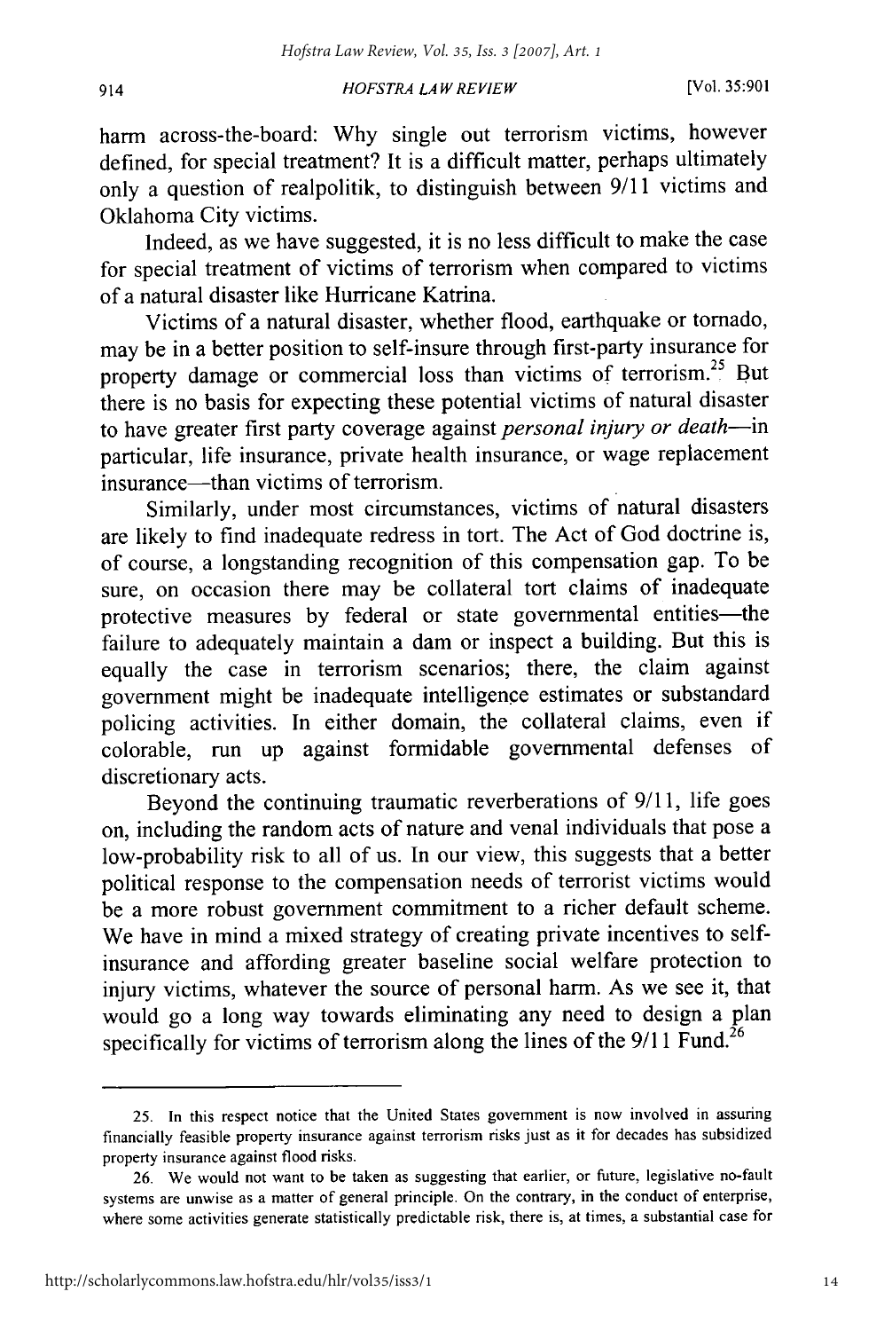harm across-the-board: Why single out terrorism victims, however defined, for special treatment? It is a difficult matter, perhaps ultimately only a question of realpolitik, to distinguish between 9/11 victims and Oklahoma City victims.

Indeed, as we have suggested, it is no less difficult to make the case for special treatment of victims of terrorism when compared to victims of a natural disaster like Hurricane Katrina.

Victims of a natural disaster, whether flood, earthquake or tornado, may be in a better position to self-insure through first-party insurance for property damage or commercial loss than victims of terrorism.[25] But there is no basis for expecting these potential victims of natural disaster to have greater first party coverage against *personal injury or death*—in particular, life insurance, private health insurance, or wage replacement insurance—than victims of terrorism.

Similarly, under most circumstances, victims of natural disasters are likely to find inadequate redress in tort. The Act of God doctrine is, of course, a longstanding recognition of this compensation gap. To be sure, on occasion there may be collateral tort claims of inadequate protective measures by federal or state governmental entities—the failure to adequately maintain a dam or inspect a building. But this is equally the case in terrorism scenarios; there, the claim against government might be inadequate intelligence estimates or substandard policing activities. In either domain, the collateral claims, even if colorable, run up against formidable governmental defenses of discretionary acts.

Beyond the continuing traumatic reverberations of 9/11, life goes on, including the random acts of nature and venal individuals that pose a low-probability risk to all of us. In our view, this suggests that a better political response to the compensation needs of terrorist victims would be a more robust government commitment to a richer default scheme. We have in mind a mixed strategy of creating private incentives to self-insurance and affording greater baseline social welfare protection to injury victims, whatever the source of personal harm. As we see it, that would go a long way towards eliminating any need to design a plan specifically for victims of terrorism along the lines of the 9/11 Fund.[26]

---

25. In this respect notice that the United States government is now involved in assuring financially feasible property insurance against terrorism risks just as it for decades has subsidized property insurance against flood risks.

26. We would not want to be taken as suggesting that earlier, or future, legislative no-fault systems are unwise as a matter of general principle. On the contrary, in the conduct of enterprise, where some activities generate statistically predictable risk, there is, at times, a substantial case for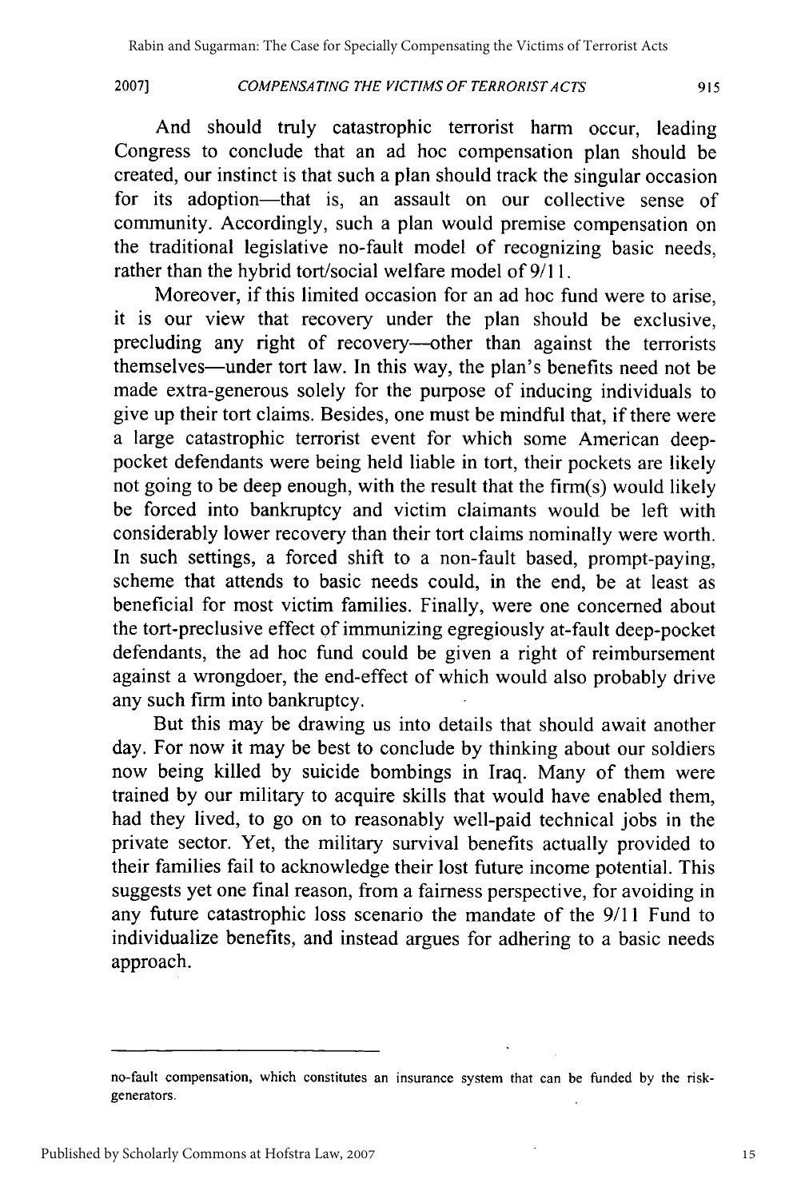And should truly catastrophic terrorist harm occur, leading Congress to conclude that an ad hoc compensation plan should be created, our instinct is that such a plan should track the singular occasion for its adoption—that is, an assault on our collective sense of community. Accordingly, such a plan would premise compensation on the traditional legislative no-fault model of recognizing basic needs, rather than the hybrid tort/social welfare model of 9/11.

Moreover, if this limited occasion for an ad hoc fund were to arise, it is our view that recovery under the plan should be exclusive, precluding any right of recovery—other than against the terrorists themselves—under tort law. In this way, the plan's benefits need not be made extra-generous solely for the purpose of inducing individuals to give up their tort claims. Besides, one must be mindful that, if there were a large catastrophic terrorist event for which some American deep-pocket defendants were being held liable in tort, their pockets are likely not going to be deep enough, with the result that the firm(s) would likely be forced into bankruptcy and victim claimants would be left with considerably lower recovery than their tort claims nominally were worth. In such settings, a forced shift to a non-fault based, prompt-paying, scheme that attends to basic needs could, in the end, be at least as beneficial for most victim families. Finally, were one concerned about the tort-preclusive effect of immunizing egregiously at-fault deep-pocket defendants, the ad hoc fund could be given a right of reimbursement against a wrongdoer, the end-effect of which would also probably drive any such firm into bankruptcy.

But this may be drawing us into details that should await another day. For now it may be best to conclude by thinking about our soldiers now being killed by suicide bombings in Iraq. Many of them were trained by our military to acquire skills that would have enabled them, had they lived, to go on to reasonably well-paid technical jobs in the private sector. Yet, the military survival benefits actually provided to their families fail to acknowledge their lost future income potential. This suggests yet one final reason, from a fairness perspective, for avoiding in any future catastrophic loss scenario the mandate of the 9/11 Fund to individualize benefits, and instead argues for adhering to a basic needs approach.

---

no-fault compensation, which constitutes an insurance system that can be funded by the risk-generators.